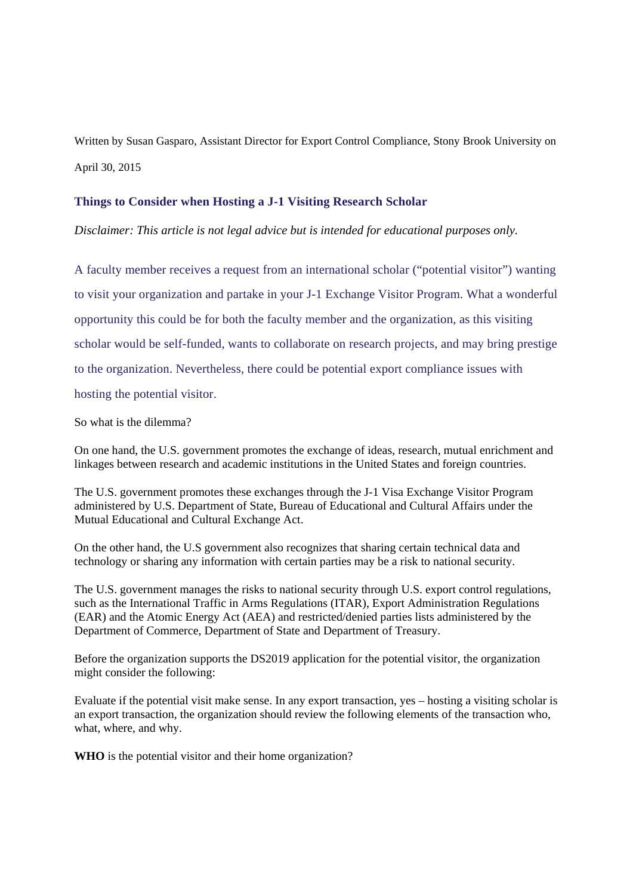Written by Susan Gasparo, Assistant Director for Export Control Compliance, Stony Brook University on April 30, 2015

### Things to Consider when Hosting a J-1 Visiting Research Scholar

*Disclaimer: This article is not legal advice but is intended for educational purposes only.*

A faculty member receives a request from an international scholar ("potential visitor") wanting to visit your organization and partake in your J-1 Exchange Visitor Program. What a wonderful opportunity this could be for both the faculty member and the organization, as this visiting scholar would be self-funded, wants to collaborate on research projects, and may bring prestige to the organization. Nevertheless, there could be potential export compliance issues with hosting the potential visitor.

So what is the dilemma?

On one hand, the U.S. government promotes the exchange of ideas, research, mutual enrichment and linkages between research and academic institutions in the United States and foreign countries.

The U.S. government promotes these exchanges through the J-1 Visa Exchange Visitor Program administered by U.S. Department of State, Bureau of Educational and Cultural Affairs under the Mutual Educational and Cultural Exchange Act.

On the other hand, the U.S government also recognizes that sharing certain technical data and technology or sharing any information with certain parties may be a risk to national security.

The U.S. government manages the risks to national security through U.S. export control regulations, such as the International Traffic in Arms Regulations (ITAR), Export Administration Regulations (EAR) and the Atomic Energy Act (AEA) and restricted/denied parties lists administered by the Department of Commerce, Department of State and Department of Treasury.

Before the organization supports the DS2019 application for the potential visitor, the organization might consider the following:

Evaluate if the potential visit make sense. In any export transaction, yes – hosting a visiting scholar is an export transaction, the organization should review the following elements of the transaction who, what, where, and why.

**WHO** is the potential visitor and their home organization?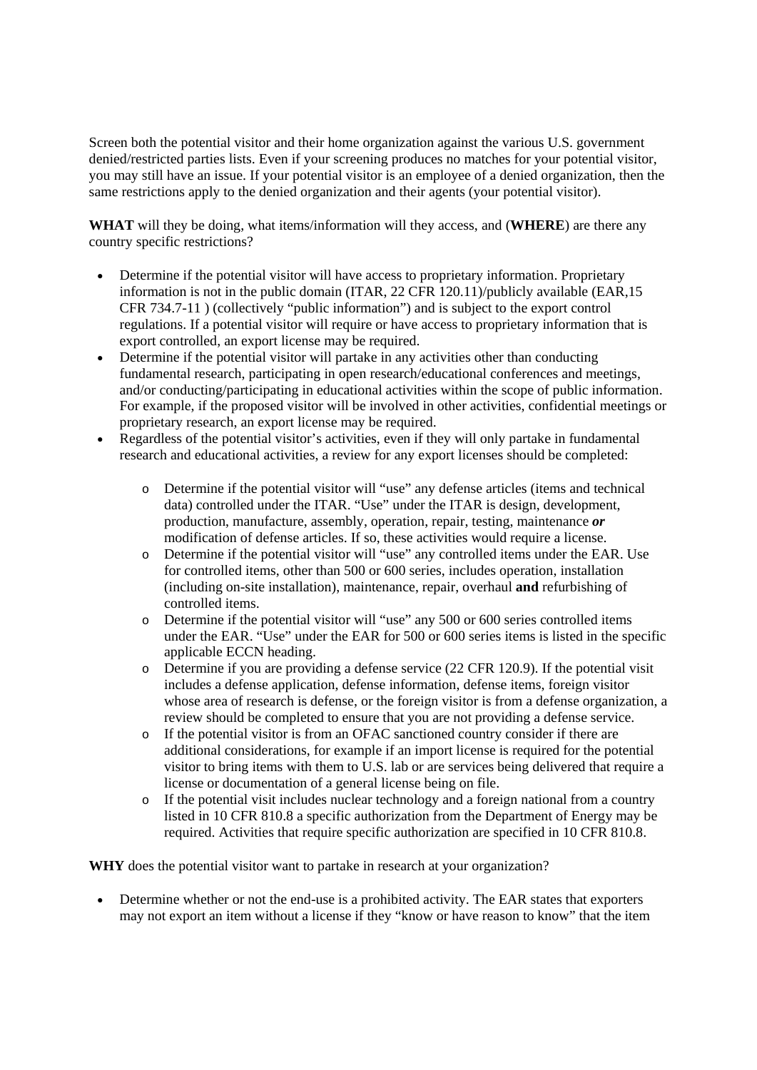Screen both the potential visitor and their home organization against the various U.S. government denied/restricted parties lists. Even if your screening produces no matches for your potential visitor, you may still have an issue. If your potential visitor is an employee of a denied organization, then the same restrictions apply to the denied organization and their agents (your potential visitor).

**WHAT** will they be doing, what items/information will they access, and (**WHERE**) are there any country specific restrictions?

- Determine if the potential visitor will have access to proprietary information. Proprietary information is not in the public domain (ITAR, 22 CFR 120.11)/publicly available (EAR,15 CFR 734.7-11 ) (collectively "public information") and is subject to the export control regulations. If a potential visitor will require or have access to proprietary information that is export controlled, an export license may be required.
- Determine if the potential visitor will partake in any activities other than conducting fundamental research, participating in open research/educational conferences and meetings, and/or conducting/participating in educational activities within the scope of public information. For example, if the proposed visitor will be involved in other activities, confidential meetings or proprietary research, an export license may be required.
- Regardless of the potential visitor's activities, even if they will only partake in fundamental research and educational activities, a review for any export licenses should be completed:
  - Determine if the potential visitor will "use" any defense articles (items and technical data) controlled under the ITAR. "Use" under the ITAR is design, development, production, manufacture, assembly, operation, repair, testing, maintenance ***or*** modification of defense articles. If so, these activities would require a license.
  - Determine if the potential visitor will "use" any controlled items under the EAR. Use for controlled items, other than 500 or 600 series, includes operation, installation (including on-site installation), maintenance, repair, overhaul **and** refurbishing of controlled items.
  - Determine if the potential visitor will "use" any 500 or 600 series controlled items under the EAR. "Use" under the EAR for 500 or 600 series items is listed in the specific applicable ECCN heading.
  - Determine if you are providing a defense service (22 CFR 120.9). If the potential visit includes a defense application, defense information, defense items, foreign visitor whose area of research is defense, or the foreign visitor is from a defense organization, a review should be completed to ensure that you are not providing a defense service.
  - If the potential visitor is from an OFAC sanctioned country consider if there are additional considerations, for example if an import license is required for the potential visitor to bring items with them to U.S. lab or are services being delivered that require a license or documentation of a general license being on file.
  - If the potential visit includes nuclear technology and a foreign national from a country listed in 10 CFR 810.8 a specific authorization from the Department of Energy may be required. Activities that require specific authorization are specified in 10 CFR 810.8.

**WHY** does the potential visitor want to partake in research at your organization?

- Determine whether or not the end-use is a prohibited activity. The EAR states that exporters may not export an item without a license if they "know or have reason to know" that the item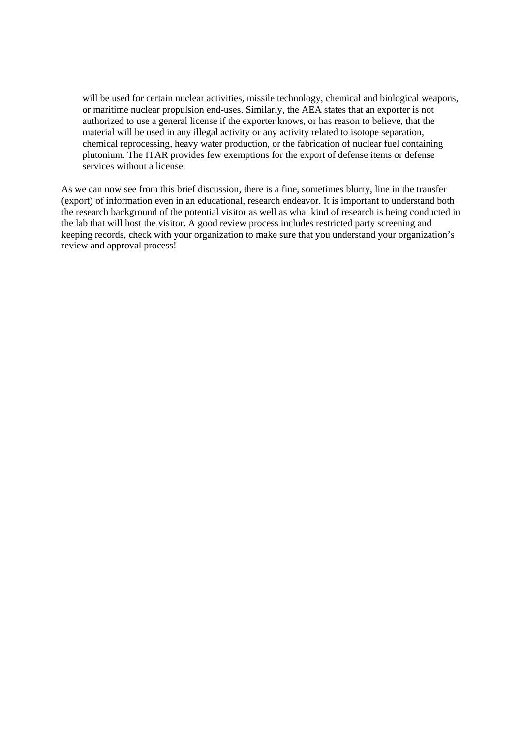> will be used for certain nuclear activities, missile technology, chemical and biological weapons, or maritime nuclear propulsion end-uses. Similarly, the AEA states that an exporter is not authorized to use a general license if the exporter knows, or has reason to believe, that the material will be used in any illegal activity or any activity related to isotope separation, chemical reprocessing, heavy water production, or the fabrication of nuclear fuel containing plutonium. The ITAR provides few exemptions for the export of defense items or defense services without a license.

As we can now see from this brief discussion, there is a fine, sometimes blurry, line in the transfer (export) of information even in an educational, research endeavor. It is important to understand both the research background of the potential visitor as well as what kind of research is being conducted in the lab that will host the visitor. A good review process includes restricted party screening and keeping records, check with your organization to make sure that you understand your organization's review and approval process!